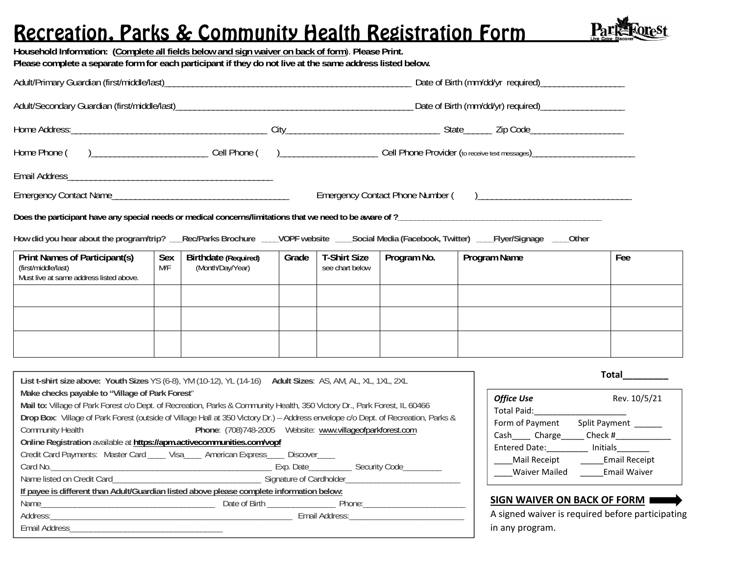# Recreation, Parks & Community Health Registration Form

Park Forest
Live Grow Discover

**Household Information: (Complete all fields below and sign waiver on back of form). Please Print.**
**Please complete a separate form for each participant if they do not live at the same address listed below.**

Adult/Primary Guardian (first/middle/last)________________________________________________________ Date of Birth (mm/dd/yr required)__________________

Adult/Secondary Guardian (first/middle/last)_____________________________________________________ Date of Birth (mm/dd/yr) required)__________________

Home Address:____________________________________________ City__________________________________ State______ Zip Code____________________

Home Phone ( )_________________________ Cell Phone ( )_____________________ Cell Phone Provider (to receive text messages)_______________________

Email Address______________________________________________

Emergency Contact Name_______________________________________ Emergency Contact Phone Number ( )__________________________________

**Does the participant have any special needs or medical concerns/limitations that we need to be aware of ?**_________________________________________________

**How did you hear about the program/trip? ___Rec/Parks Brochure ____VOPF website ____Social Media (Facebook, Twitter) ____Flyer/Signage ____Other**

| **Print Names of Participant(s)** (first/middle/last) Must live at same address listed above. | **Sex** M/F | **Birthdate (Required)** (Month/Day/Year) | **Grade** | **T-Shirt Size** see chart below | **Program No.** | **Program Name** | **Fee** |
|---|---|---|---|---|---|---|---|
| | | | | | | | |
| | | | | | | | |
| | | | | | | | |

**Total_________**

**List t-shirt size above: Youth Sizes** YS (6-8), YM (10-12), YL (14-16) **Adult Sizes**: AS, AM, AL, XL, 1XL, 2XL

**Make checks payable to "Village of Park Forest"**

**Mail to:** Village of Park Forest c/o Dept. of Recreation, Parks & Community Health, 350 Victory Dr., Park Forest, IL 60466

**Drop Box**: Village of Park Forest (outside of Village Hall at 350 Victory Dr.) – Address envelope c/o Dept. of Recreation, Parks & Community Health **Phone**: (708)748-2005 Website: www.villageofparkforest.com

**Online Registration** available at **https://apm.activecommunities.com/vopf**

Credit Card Payments: Master Card ____ Visa____ American Express____ Discover____

Card No.___________________________________________________ Exp. Date__________ Security Code_________

Name listed on Credit Card___________________________________ Signature of Cardholder___________________________

**If payee is different than Adult/Guardian listed above please complete information below:**

Name________________________________________ Date of Birth ________________ Phone:________________________

Address:___________________________________________________ Email Address:___________________________

Email Address___________________________________

*Office Use* Rev. 10/5/21
Total Paid:_____________________
Form of Payment Split Payment ______
Cash____ Charge_____ Check #____________
Entered Date:_________ Initials_______
____Mail Receipt _____Email Receipt
____Waiver Mailed _____Email Waiver

**SIGN WAIVER ON BACK OF FORM** ➡

A signed waiver is required before participating in any program.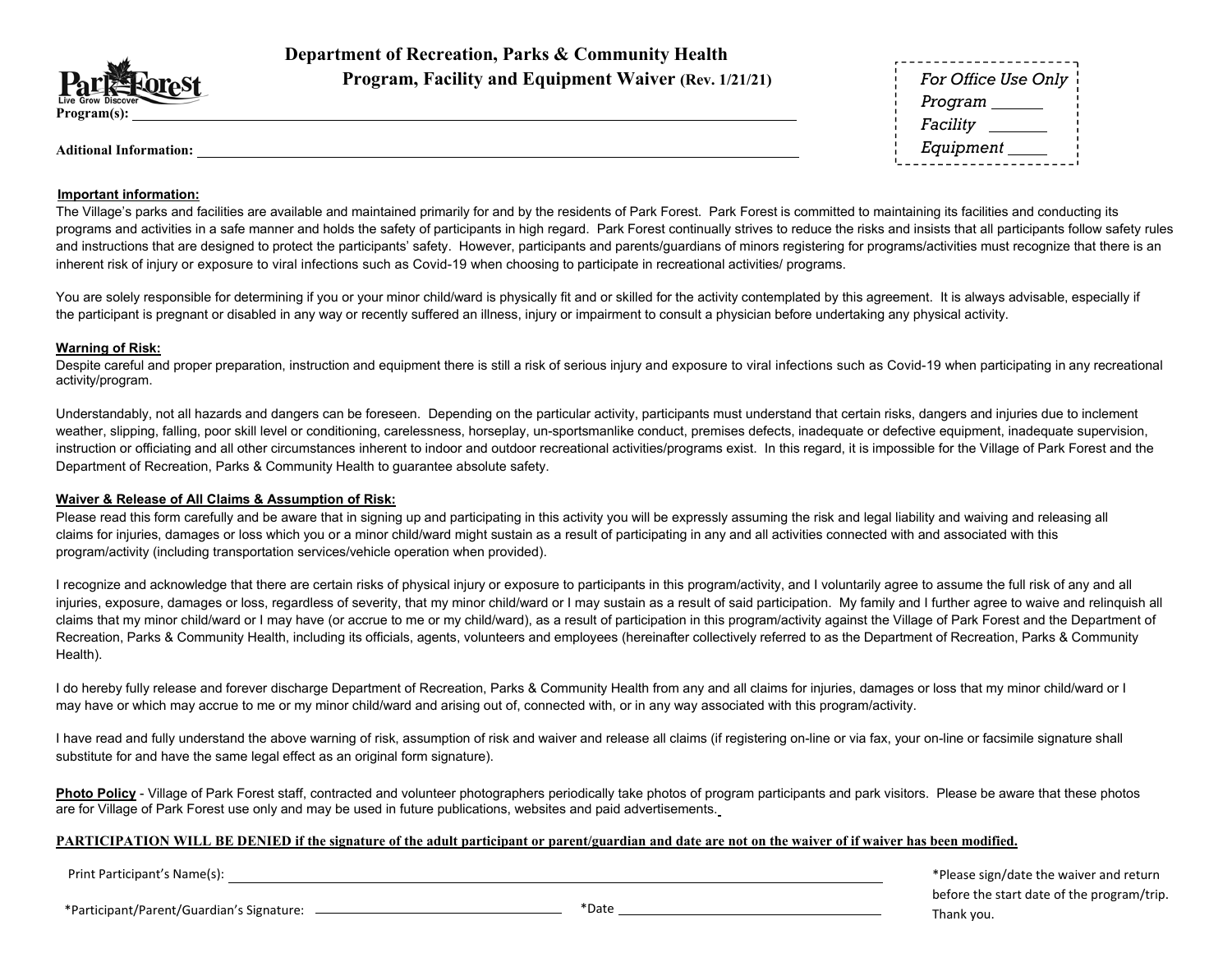Park Forest
Live Grow Discover

**Department of Recreation, Parks & Community Health**

**Program, Facility and Equipment Waiver (Rev. 1/21/21)**

*For Office Use Only*
*Program* ______
*Facility* ______
*Equipment* ______

**Program(s):** ________________________________________________

**Aditional Information:** ________________________________________________

**Important information:**

The Village's parks and facilities are available and maintained primarily for and by the residents of Park Forest. Park Forest is committed to maintaining its facilities and conducting its programs and activities in a safe manner and holds the safety of participants in high regard. Park Forest continually strives to reduce the risks and insists that all participants follow safety rules and instructions that are designed to protect the participants' safety. However, participants and parents/guardians of minors registering for programs/activities must recognize that there is an inherent risk of injury or exposure to viral infections such as Covid-19 when choosing to participate in recreational activities/ programs.

You are solely responsible for determining if you or your minor child/ward is physically fit and or skilled for the activity contemplated by this agreement. It is always advisable, especially if the participant is pregnant or disabled in any way or recently suffered an illness, injury or impairment to consult a physician before undertaking any physical activity.

**Warning of Risk:**

Despite careful and proper preparation, instruction and equipment there is still a risk of serious injury and exposure to viral infections such as Covid-19 when participating in any recreational activity/program.

Understandably, not all hazards and dangers can be foreseen. Depending on the particular activity, participants must understand that certain risks, dangers and injuries due to inclement weather, slipping, falling, poor skill level or conditioning, carelessness, horseplay, un-sportsmanlike conduct, premises defects, inadequate or defective equipment, inadequate supervision, instruction or officiating and all other circumstances inherent to indoor and outdoor recreational activities/programs exist. In this regard, it is impossible for the Village of Park Forest and the Department of Recreation, Parks & Community Health to guarantee absolute safety.

**Waiver & Release of All Claims & Assumption of Risk:**

Please read this form carefully and be aware that in signing up and participating in this activity you will be expressly assuming the risk and legal liability and waiving and releasing all claims for injuries, damages or loss which you or a minor child/ward might sustain as a result of participating in any and all activities connected with and associated with this program/activity (including transportation services/vehicle operation when provided).

I recognize and acknowledge that there are certain risks of physical injury or exposure to participants in this program/activity, and I voluntarily agree to assume the full risk of any and all injuries, exposure, damages or loss, regardless of severity, that my minor child/ward or I may sustain as a result of said participation. My family and I further agree to waive and relinquish all claims that my minor child/ward or I may have (or accrue to me or my child/ward), as a result of participation in this program/activity against the Village of Park Forest and the Department of Recreation, Parks & Community Health, including its officials, agents, volunteers and employees (hereinafter collectively referred to as the Department of Recreation, Parks & Community Health).

I do hereby fully release and forever discharge Department of Recreation, Parks & Community Health from any and all claims for injuries, damages or loss that my minor child/ward or I may have or which may accrue to me or my minor child/ward and arising out of, connected with, or in any way associated with this program/activity.

I have read and fully understand the above warning of risk, assumption of risk and waiver and release all claims (if registering on-line or via fax, your on-line or facsimile signature shall substitute for and have the same legal effect as an original form signature).

**Photo Policy** - Village of Park Forest staff, contracted and volunteer photographers periodically take photos of program participants and park visitors. Please be aware that these photos are for Village of Park Forest use only and may be used in future publications, websites and paid advertisements.

**PARTICIPATION WILL BE DENIED if the signature of the adult participant or parent/guardian and date are not on the waiver of if waiver has been modified.**

Print Participant's Name(s): ________________________________________________

*Participant/Parent/Guardian's Signature: ______________________ *Date ______________________

*Please sign/date the waiver and return before the start date of the program/trip. Thank you.